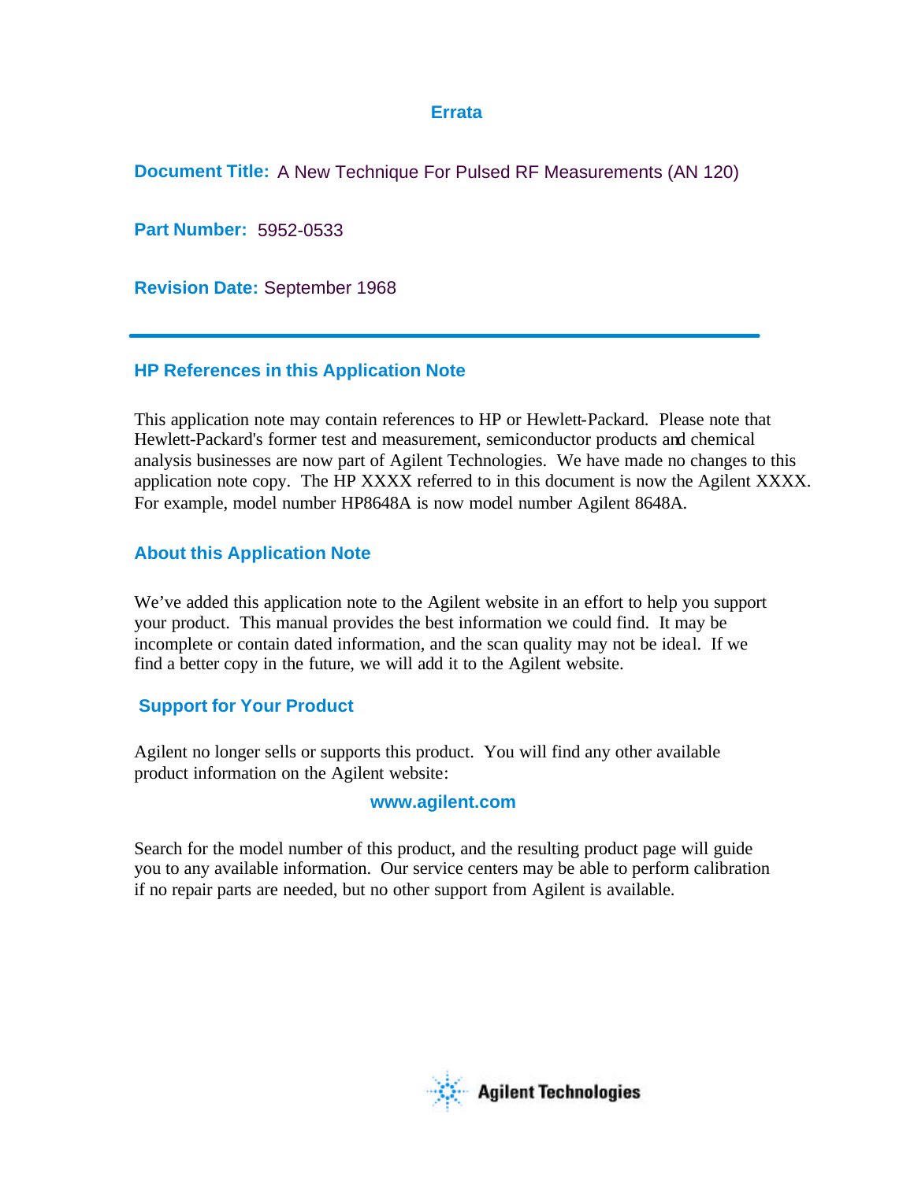# Errata

**Document Title:** A New Technique For Pulsed RF Measurements (AN 120)

**Part Number:** 5952-0533

**Revision Date:** September 1968

---

## HP References in this Application Note

This application note may contain references to HP or Hewlett-Packard. Please note that Hewlett-Packard's former test and measurement, semiconductor products and chemical analysis businesses are now part of Agilent Technologies. We have made no changes to this application note copy. The HP XXXX referred to in this document is now the Agilent XXXX. For example, model number HP8648A is now model number Agilent 8648A.

## About this Application Note

We've added this application note to the Agilent website in an effort to help you support your product. This manual provides the best information we could find. It may be incomplete or contain dated information, and the scan quality may not be ideal. If we find a better copy in the future, we will add it to the Agilent website.

## Support for Your Product

Agilent no longer sells or supports this product. You will find any other available product information on the Agilent website:

**www.agilent.com**

Search for the model number of this product, and the resulting product page will guide you to any available information. Our service centers may be able to perform calibration if no repair parts are needed, but no other support from Agilent is available.

Agilent Technologies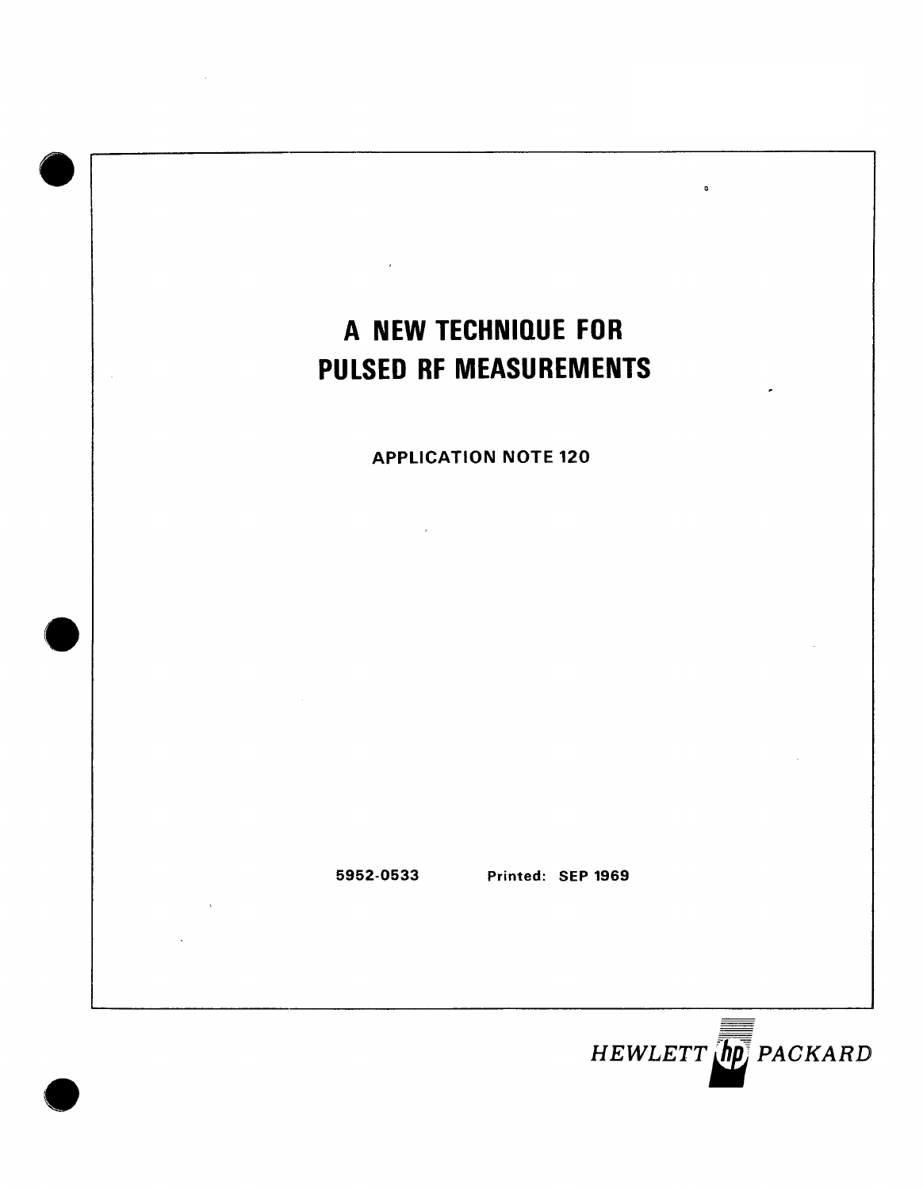# A NEW TECHNIQUE FOR PULSED RF MEASUREMENTS

**APPLICATION NOTE 120**

**5952-0533** **Printed: SEP 1969**

*HEWLETT PACKARD*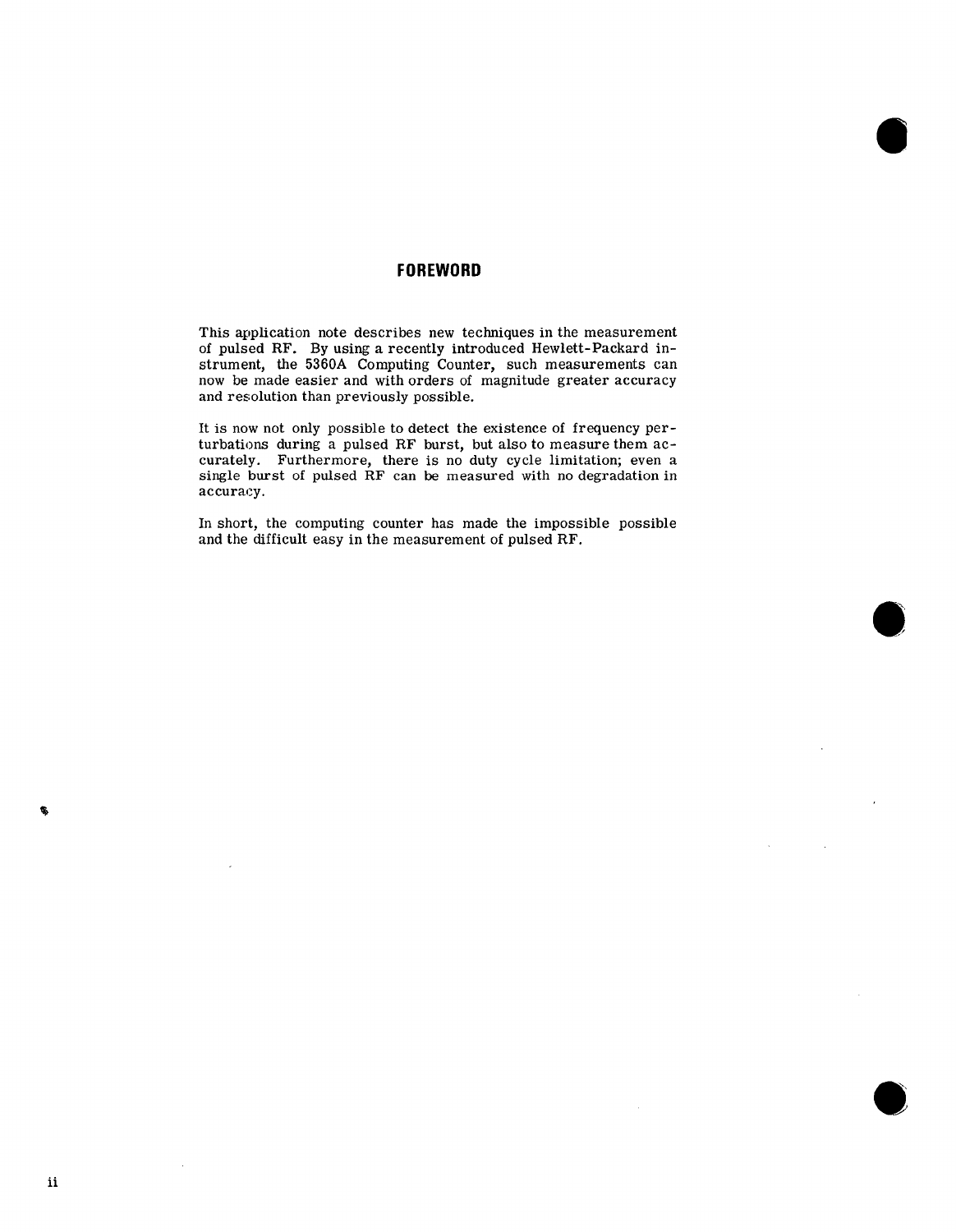# FOREWORD

This application note describes new techniques in the measurement of pulsed RF. By using a recently introduced Hewlett-Packard instrument, the 5360A Computing Counter, such measurements can now be made easier and with orders of magnitude greater accuracy and resolution than previously possible.

It is now not only possible to detect the existence of frequency perturbations during a pulsed RF burst, but also to measure them accurately. Furthermore, there is no duty cycle limitation; even a single burst of pulsed RF can be measured with no degradation in accuracy.

In short, the computing counter has made the impossible possible and the difficult easy in the measurement of pulsed RF.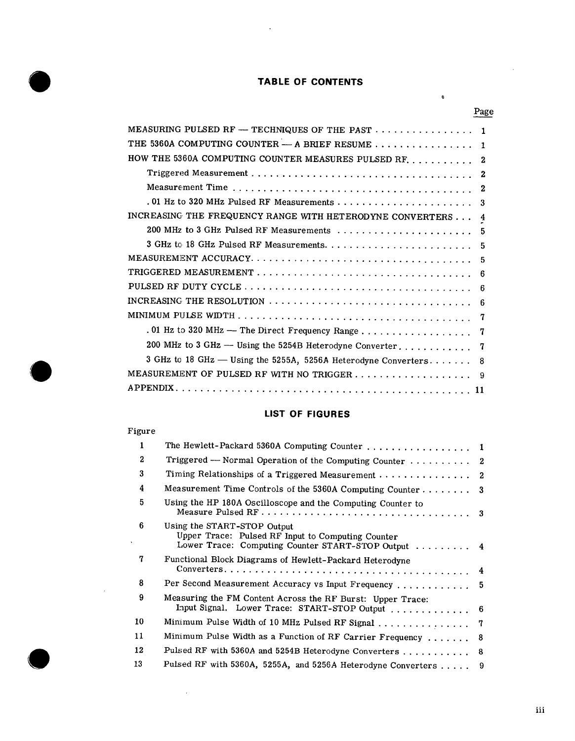# TABLE OF CONTENTS

| | Page |
|---|---|
| MEASURING PULSED RF — TECHNIQUES OF THE PAST | 1 |
| THE 5360A COMPUTING COUNTER — A BRIEF RESUME | 1 |
| HOW THE 5360A COMPUTING COUNTER MEASURES PULSED RF | 2 |
| Triggered Measurement | 2 |
| Measurement Time | 2 |
| .01 Hz to 320 MHz Pulsed RF Measurements | 3 |
| INCREASING THE FREQUENCY RANGE WITH HETERODYNE CONVERTERS | 4 |
| 200 MHz to 3 GHz Pulsed RF Measurements | 5 |
| 3 GHz to 18 GHz Pulsed RF Measurements | 5 |
| MEASUREMENT ACCURACY | 5 |
| TRIGGERED MEASUREMENT | 6 |
| PULSED RF DUTY CYCLE | 6 |
| INCREASING THE RESOLUTION | 6 |
| MINIMUM PULSE WIDTH | 7 |
| .01 Hz to 320 MHz — The Direct Frequency Range | 7 |
| 200 MHz to 3 GHz — Using the 5254B Heterodyne Converter | 7 |
| 3 GHz to 18 GHz — Using the 5255A, 5256A Heterodyne Converters | 8 |
| MEASUREMENT OF PULSED RF WITH NO TRIGGER | 9 |
| APPENDIX | 11 |

# LIST OF FIGURES

| Figure | | |
|---|---|---|
| 1 | The Hewlett-Packard 5360A Computing Counter | 1 |
| 2 | Triggered — Normal Operation of the Computing Counter | 2 |
| 3 | Timing Relationships of a Triggered Measurement | 2 |
| 4 | Measurement Time Controls of the 5360A Computing Counter | 3 |
| 5 | Using the HP 180A Oscilloscope and the Computing Counter to Measure Pulsed RF | 3 |
| 6 | Using the START-STOP Output<br>Upper Trace: Pulsed RF Input to Computing Counter<br>Lower Trace: Computing Counter START-STOP Output | 4 |
| 7 | Functional Block Diagrams of Hewlett-Packard Heterodyne Converters | 4 |
| 8 | Per Second Measurement Accuracy vs Input Frequency | 5 |
| 9 | Measuring the FM Content Across the RF Burst: Upper Trace: Input Signal. Lower Trace: START-STOP Output | 6 |
| 10 | Minimum Pulse Width of 10 MHz Pulsed RF Signal | 7 |
| 11 | Minimum Pulse Width as a Function of RF Carrier Frequency | 8 |
| 12 | Pulsed RF with 5360A and 5254B Heterodyne Converters | 8 |
| 13 | Pulsed RF with 5360A, 5255A, and 5256A Heterodyne Converters | 9 |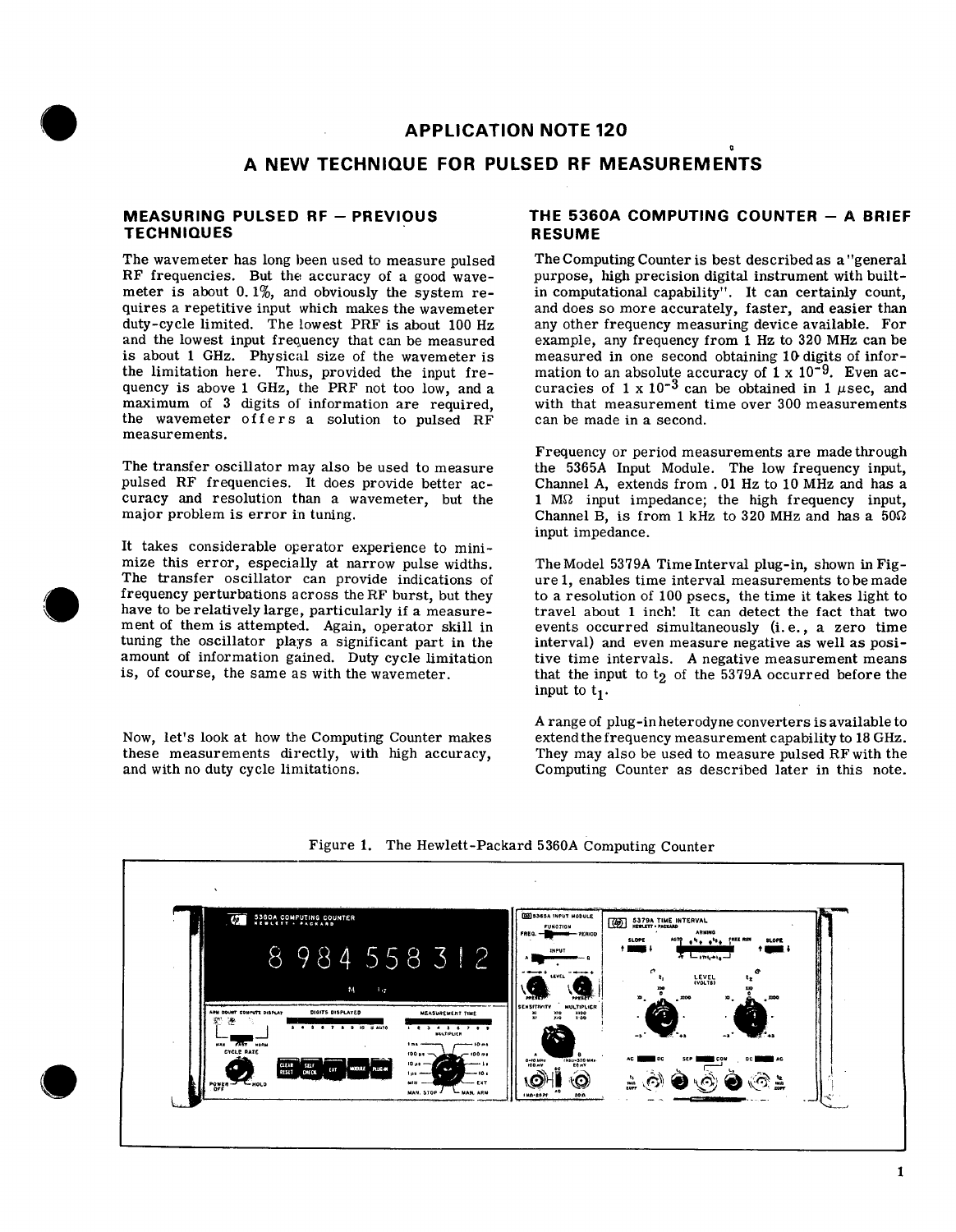# APPLICATION NOTE 120

## A NEW TECHNIQUE FOR PULSED RF MEASUREMENTS

### MEASURING PULSED RF — PREVIOUS TECHNIQUES

The wavemeter has long been used to measure pulsed RF frequencies. But the accuracy of a good wavemeter is about 0.1%, and obviously the system requires a repetitive input which makes the wavemeter duty-cycle limited. The lowest PRF is about 100 Hz and the lowest input frequency that can be measured is about 1 GHz. Physical size of the wavemeter is the limitation here. Thus, provided the input frequency is above 1 GHz, the PRF not too low, and a maximum of 3 digits of information are required, the wavemeter offers a solution to pulsed RF measurements.

The transfer oscillator may also be used to measure pulsed RF frequencies. It does provide better accuracy and resolution than a wavemeter, but the major problem is error in tuning.

It takes considerable operator experience to minimize this error, especially at narrow pulse widths. The transfer oscillator can provide indications of frequency perturbations across the RF burst, but they have to be relatively large, particularly if a measurement of them is attempted. Again, operator skill in tuning the oscillator plays a significant part in the amount of information gained. Duty cycle limitation is, of course, the same as with the wavemeter.

Now, let's look at how the Computing Counter makes these measurements directly, with high accuracy, and with no duty cycle limitations.

### THE 5360A COMPUTING COUNTER — A BRIEF RESUME

The Computing Counter is best described as a "general purpose, high precision digital instrument with built-in computational capability". It can certainly count, and does so more accurately, faster, and easier than any other frequency measuring device available. For example, any frequency from 1 Hz to 320 MHz can be measured in one second obtaining 10 digits of information to an absolute accuracy of $1 \times 10^{-9}$. Even accuracies of $1 \times 10^{-3}$ can be obtained in 1 μsec, and with that measurement time over 300 measurements can be made in a second.

Frequency or period measurements are made through the 5365A Input Module. The low frequency input, Channel A, extends from .01 Hz to 10 MHz and has a 1 MΩ input impedance; the high frequency input, Channel B, is from 1 kHz to 320 MHz and has a 50Ω input impedance.

The Model 5379A Time Interval plug-in, shown in Figure 1, enables time interval measurements to be made to a resolution of 100 psecs, the time it takes light to travel about 1 inch! It can detect the fact that two events occurred simultaneously (i.e., a zero time interval) and even measure negative as well as positive time intervals. A negative measurement means that the input to $t_2$ of the 5379A occurred before the input to $t_1$.

A range of plug-in heterodyne converters is available to extend the frequency measurement capability to 18 GHz. They may also be used to measure pulsed RF with the Computing Counter as described later in this note.

Figure 1. The Hewlett-Packard 5360A Computing Counter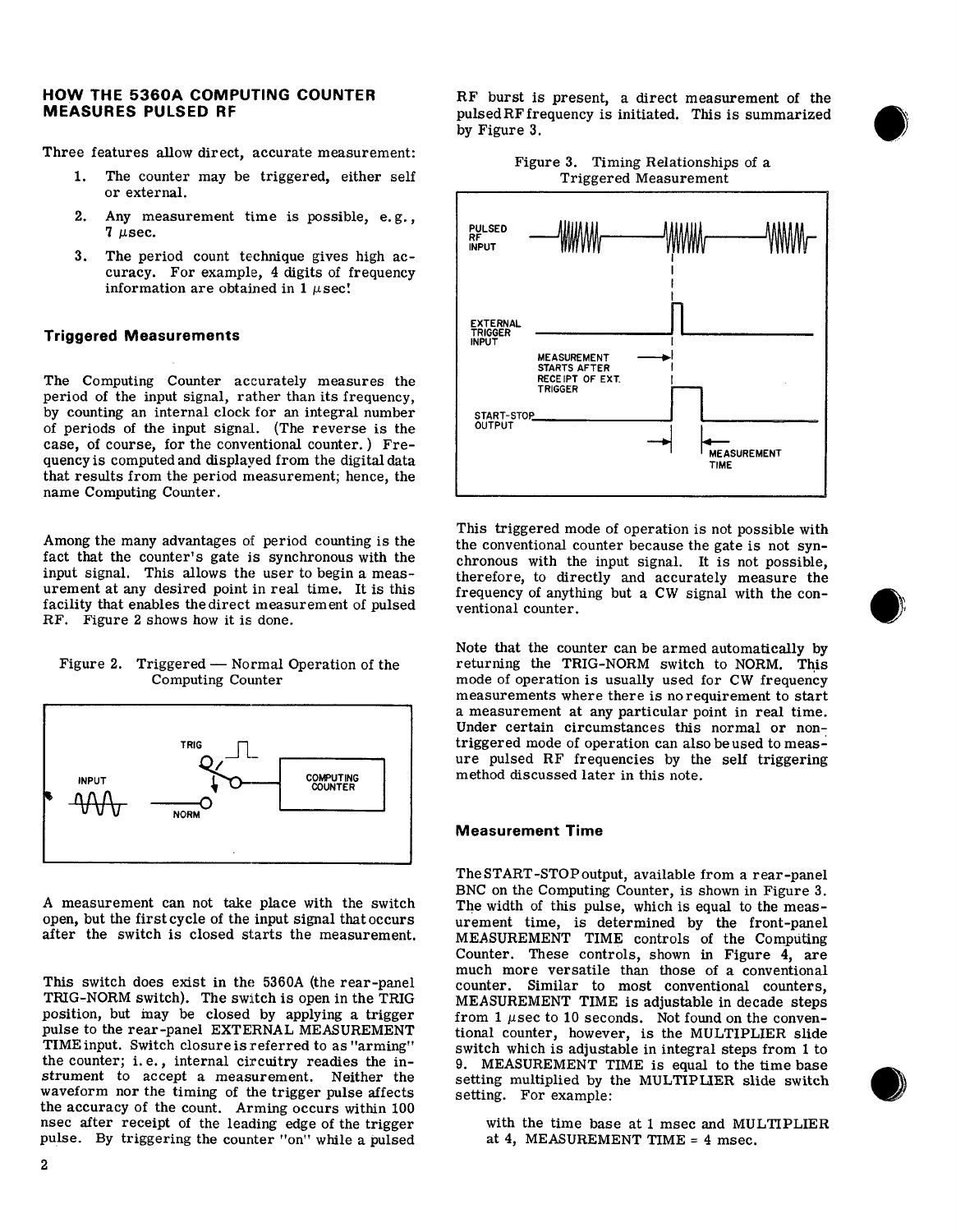## HOW THE 5360A COMPUTING COUNTER MEASURES PULSED RF

Three features allow direct, accurate measurement:

1. The counter may be triggered, either self or external.
2. Any measurement time is possible, e.g., 7 μsec.
3. The period count technique gives high accuracy. For example, 4 digits of frequency information are obtained in 1 μsec!

### Triggered Measurements

The Computing Counter accurately measures the period of the input signal, rather than its frequency, by counting an internal clock for an integral number of periods of the input signal. (The reverse is the case, of course, for the conventional counter.) Frequency is computed and displayed from the digital data that results from the period measurement; hence, the name Computing Counter.

Among the many advantages of period counting is the fact that the counter's gate is synchronous with the input signal. This allows the user to begin a measurement at any desired point in real time. It is this facility that enables the direct measurement of pulsed RF. Figure 2 shows how it is done.

Figure 2. Triggered — Normal Operation of the Computing Counter

A measurement can not take place with the switch open, but the first cycle of the input signal that occurs after the switch is closed starts the measurement.

This switch does exist in the 5360A (the rear-panel TRIG-NORM switch). The switch is open in the TRIG position, but may be closed by applying a trigger pulse to the rear-panel EXTERNAL MEASUREMENT TIME input. Switch closure is referred to as "arming" the counter; i.e., internal circuitry readies the instrument to accept a measurement. Neither the waveform nor the timing of the trigger pulse affects the accuracy of the count. Arming occurs within 100 nsec after receipt of the leading edge of the trigger pulse. By triggering the counter "on" while a pulsed RF burst is present, a direct measurement of the pulsed RF frequency is initiated. This is summarized by Figure 3.

Figure 3. Timing Relationships of a Triggered Measurement

This triggered mode of operation is not possible with the conventional counter because the gate is not synchronous with the input signal. It is not possible, therefore, to directly and accurately measure the frequency of anything but a CW signal with the conventional counter.

Note that the counter can be armed automatically by returning the TRIG-NORM switch to NORM. This mode of operation is usually used for CW frequency measurements where there is no requirement to start a measurement at any particular point in real time. Under certain circumstances this normal or non-triggered mode of operation can also be used to measure pulsed RF frequencies by the self triggering method discussed later in this note.

### Measurement Time

The START-STOP output, available from a rear-panel BNC on the Computing Counter, is shown in Figure 3. The width of this pulse, which is equal to the measurement time, is determined by the front-panel MEASUREMENT TIME controls of the Computing Counter. These controls, shown in Figure 4, are much more versatile than those of a conventional counter. Similar to most conventional counters, MEASUREMENT TIME is adjustable in decade steps from 1 μsec to 10 seconds. Not found on the conventional counter, however, is the MULTIPLIER slide switch which is adjustable in integral steps from 1 to 9. MEASUREMENT TIME is equal to the time base setting multiplied by the MULTIPLIER slide switch setting. For example:

with the time base at 1 msec and MULTIPLIER at 4, MEASUREMENT TIME = 4 msec.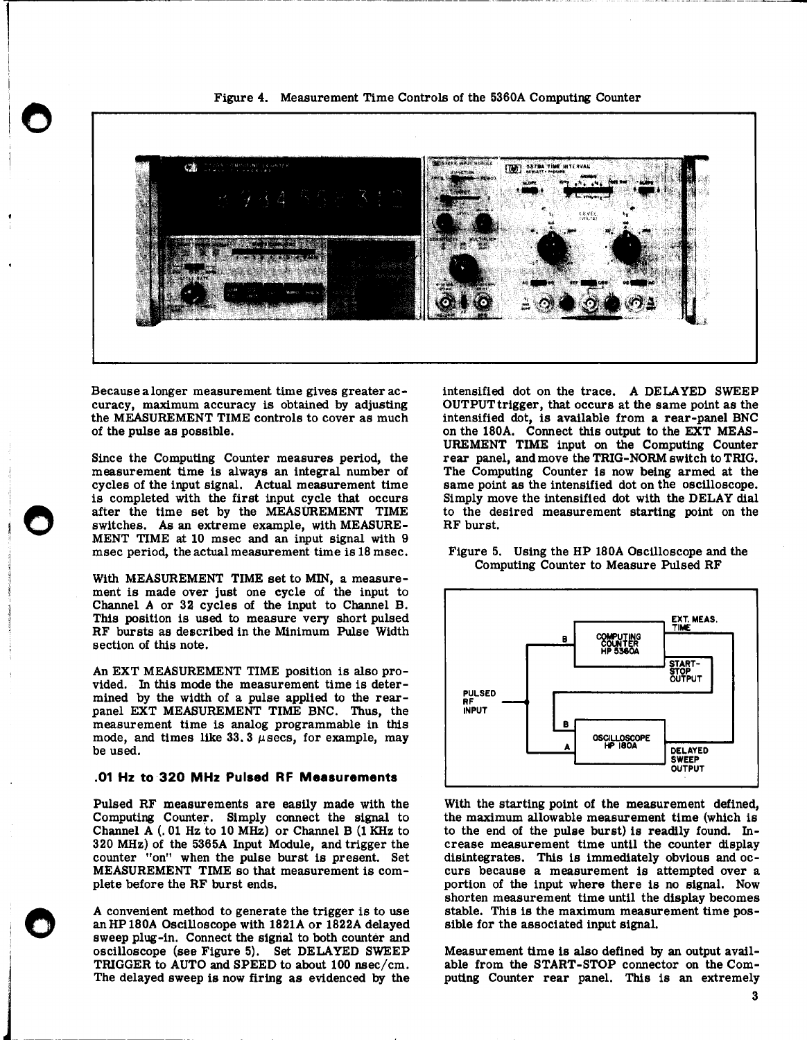Figure 4. Measurement Time Controls of the 5360A Computing Counter

Because a longer measurement time gives greater accuracy, maximum accuracy is obtained by adjusting the MEASUREMENT TIME controls to cover as much of the pulse as possible.

Since the Computing Counter measures period, the measurement time is always an integral number of cycles of the input signal. Actual measurement time is completed with the first input cycle that occurs after the time set by the MEASUREMENT TIME switches. As an extreme example, with MEASUREMENT TIME at 10 msec and an input signal with 9 msec period, the actual measurement time is 18 msec.

With MEASUREMENT TIME set to MIN, a measurement is made over just one cycle of the input to Channel A or 32 cycles of the input to Channel B. This position is used to measure very short pulsed RF bursts as described in the Minimum Pulse Width section of this note.

An EXT MEASUREMENT TIME position is also provided. In this mode the measurement time is determined by the width of a pulse applied to the rear-panel EXT MEASUREMENT TIME BNC. Thus, the measurement time is analog programmable in this mode, and times like 33.3 μsecs, for example, may be used.

## .01 Hz to 320 MHz Pulsed RF Measurements

Pulsed RF measurements are easily made with the Computing Counter. Simply connect the signal to Channel A (.01 Hz to 10 MHz) or Channel B (1 KHz to 320 MHz) of the 5365A Input Module, and trigger the counter "on" when the pulse burst is present. Set MEASUREMENT TIME so that measurement is complete before the RF burst ends.

A convenient method to generate the trigger is to use an HP 180A Oscilloscope with 1821A or 1822A delayed sweep plug-in. Connect the signal to both counter and oscilloscope (see Figure 5). Set DELAYED SWEEP TRIGGER to AUTO and SPEED to about 100 nsec/cm. The delayed sweep is now firing as evidenced by the intensified dot on the trace. A DELAYED SWEEP OUTPUT trigger, that occurs at the same point as the intensified dot, is available from a rear-panel BNC on the 180A. Connect this output to the EXT MEASUREMENT TIME input on the Computing Counter rear panel, and move the TRIG-NORM switch to TRIG. The Computing Counter is now being armed at the same point as the intensified dot on the oscilloscope. Simply move the intensified dot with the DELAY dial to the desired measurement starting point on the RF burst.

Figure 5. Using the HP 180A Oscilloscope and the Computing Counter to Measure Pulsed RF

With the starting point of the measurement defined, the maximum allowable measurement time (which is to the end of the pulse burst) is readily found. Increase measurement time until the counter display disintegrates. This is immediately obvious and occurs because a measurement is attempted over a portion of the input where there is no signal. Now shorten measurement time until the display becomes stable. This is the maximum measurement time possible for the associated input signal.

Measurement time is also defined by an output available from the START-STOP connector on the Computing Counter rear panel. This is an extremely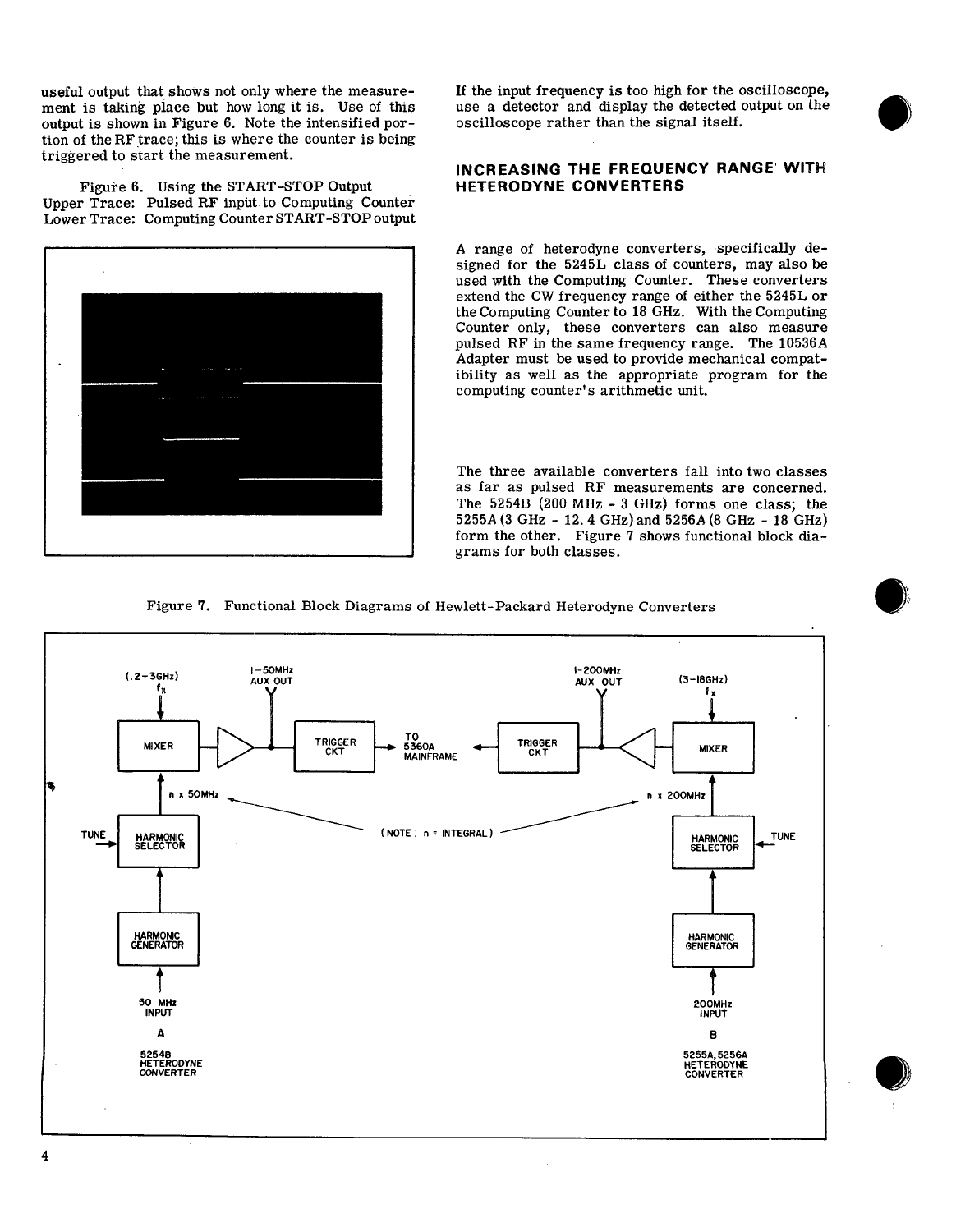useful output that shows not only where the measurement is taking place but how long it is. Use of this output is shown in Figure 6. Note the intensified portion of the RF trace; this is where the counter is being triggered to start the measurement.

Figure 6. Using the START-STOP Output
Upper Trace: Pulsed RF input to Computing Counter
Lower Trace: Computing Counter START-STOP output

If the input frequency is too high for the oscilloscope, use a detector and display the detected output on the oscilloscope rather than the signal itself.

## INCREASING THE FREQUENCY RANGE WITH HETERODYNE CONVERTERS

A range of heterodyne converters, specifically designed for the 5245L class of counters, may also be used with the Computing Counter. These converters extend the CW frequency range of either the 5245L or the Computing Counter to 18 GHz. With the Computing Counter only, these converters can also measure pulsed RF in the same frequency range. The 10536A Adapter must be used to provide mechanical compatibility as well as the appropriate program for the computing counter's arithmetic unit.

The three available converters fall into two classes as far as pulsed RF measurements are concerned. The 5254B (200 MHz - 3 GHz) forms one class; the 5255A (3 GHz - 12.4 GHz) and 5256A (8 GHz - 18 GHz) form the other. Figure 7 shows functional block diagrams for both classes.

Figure 7. Functional Block Diagrams of Hewlett-Packard Heterodyne Converters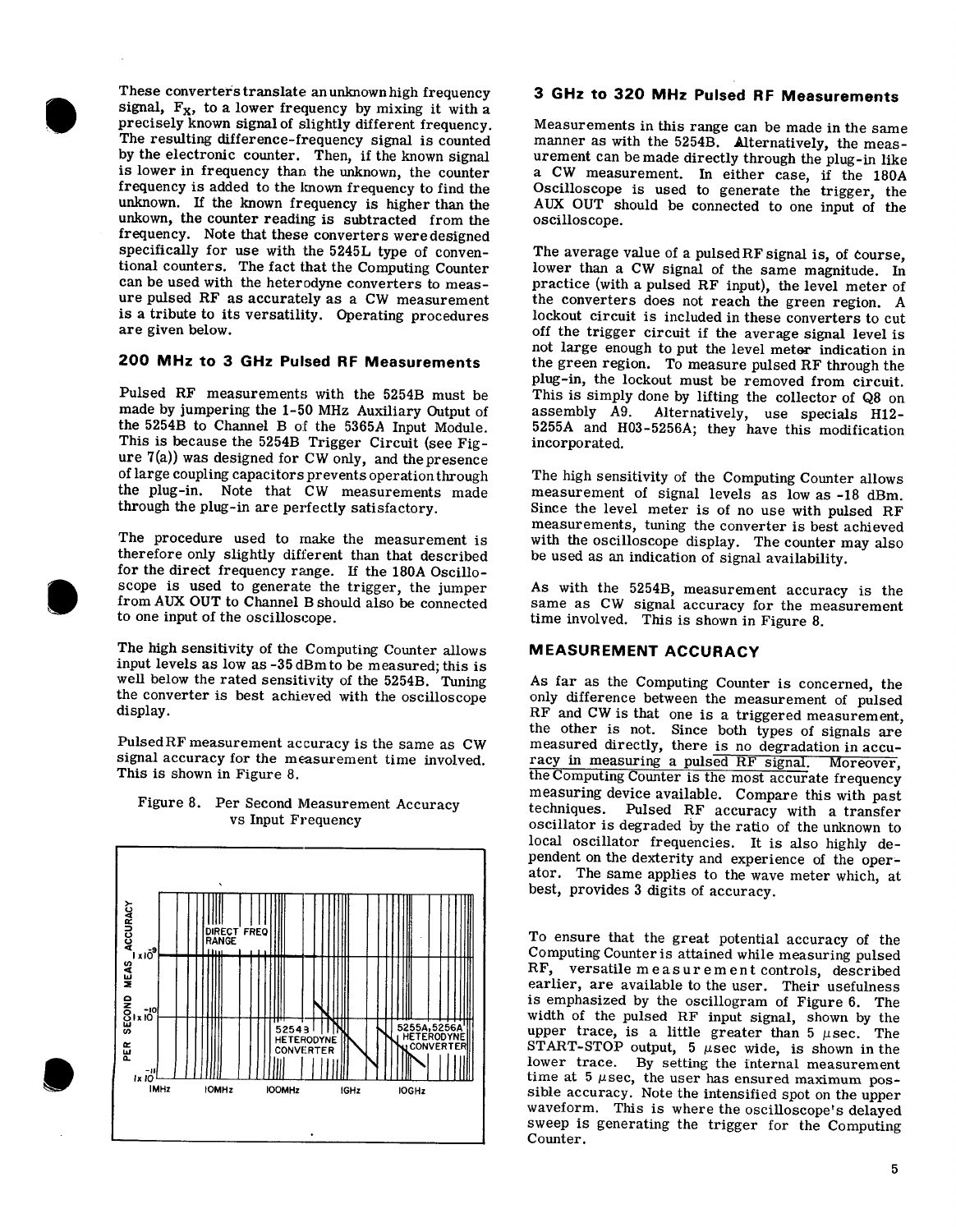These converters translate an unknown high frequency signal, $F_X$, to a lower frequency by mixing it with a precisely known signal of slightly different frequency. The resulting difference-frequency signal is counted by the electronic counter. Then, if the known signal is lower in frequency than the unknown, the counter frequency is added to the known frequency to find the unknown. If the known frequency is higher than the unkown, the counter reading is subtracted from the frequency. Note that these converters were designed specifically for use with the 5245L type of conventional counters. The fact that the Computing Counter can be used with the heterodyne converters to measure pulsed RF as accurately as a CW measurement is a tribute to its versatility. Operating procedures are given below.

### 200 MHz to 3 GHz Pulsed RF Measurements

Pulsed RF measurements with the 5254B must be made by jumpering the 1-50 MHz Auxiliary Output of the 5254B to Channel B of the 5365A Input Module. This is because the 5254B Trigger Circuit (see Figure 7(a)) was designed for CW only, and the presence of large coupling capacitors prevents operation through the plug-in. Note that CW measurements made through the plug-in are perfectly satisfactory.

The procedure used to make the measurement is therefore only slightly different than that described for the direct frequency range. If the 180A Oscilloscope is used to generate the trigger, the jumper from AUX OUT to Channel B should also be connected to one input of the oscilloscope.

The high sensitivity of the Computing Counter allows input levels as low as -35 dBm to be measured; this is well below the rated sensitivity of the 5254B. Tuning the converter is best achieved with the oscilloscope display.

Pulsed RF measurement accuracy is the same as CW signal accuracy for the measurement time involved. This is shown in Figure 8.

Figure 8. Per Second Measurement Accuracy vs Input Frequency

### 3 GHz to 320 MHz Pulsed RF Measurements

Measurements in this range can be made in the same manner as with the 5254B. Alternatively, the measurement can be made directly through the plug-in like a CW measurement. In either case, if the 180A Oscilloscope is used to generate the trigger, the AUX OUT should be connected to one input of the oscilloscope.

The average value of a pulsed RF signal is, of course, lower than a CW signal of the same magnitude. In practice (with a pulsed RF input), the level meter of the converters does not reach the green region. A lockout circuit is included in these converters to cut off the trigger circuit if the average signal level is not large enough to put the level meter indication in the green region. To measure pulsed RF through the plug-in, the lockout must be removed from circuit. This is simply done by lifting the collector of Q8 on assembly A9. Alternatively, use specials H12-5255A and H03-5256A; they have this modification incorporated.

The high sensitivity of the Computing Counter allows measurement of signal levels as low as -18 dBm. Since the level meter is of no use with pulsed RF measurements, tuning the converter is best achieved with the oscilloscope display. The counter may also be used as an indication of signal availability.

As with the 5254B, measurement accuracy is the same as CW signal accuracy for the measurement time involved. This is shown in Figure 8.

### MEASUREMENT ACCURACY

As far as the Computing Counter is concerned, the only difference between the measurement of pulsed RF and CW is that one is a triggered measurement, the other is not. Since both types of signals are measured directly, there is no degradation in accuracy in measuring a pulsed RF signal. Moreover, the Computing Counter is the most accurate frequency measuring device available. Compare this with past techniques. Pulsed RF accuracy with a transfer oscillator is degraded by the ratio of the unknown to local oscillator frequencies. It is also highly dependent on the dexterity and experience of the operator. The same applies to the wave meter which, at best, provides 3 digits of accuracy.

To ensure that the great potential accuracy of the Computing Counter is attained while measuring pulsed RF, versatile measurement controls, described earlier, are available to the user. Their usefulness is emphasized by the oscillogram of Figure 6. The width of the pulsed RF input signal, shown by the upper trace, is a little greater than 5 μsec. The START-STOP output, 5 μsec wide, is shown in the lower trace. By setting the internal measurement time at 5 μsec, the user has ensured maximum possible accuracy. Note the intensified spot on the upper waveform. This is where the oscilloscope's delayed sweep is generating the trigger for the Computing Counter.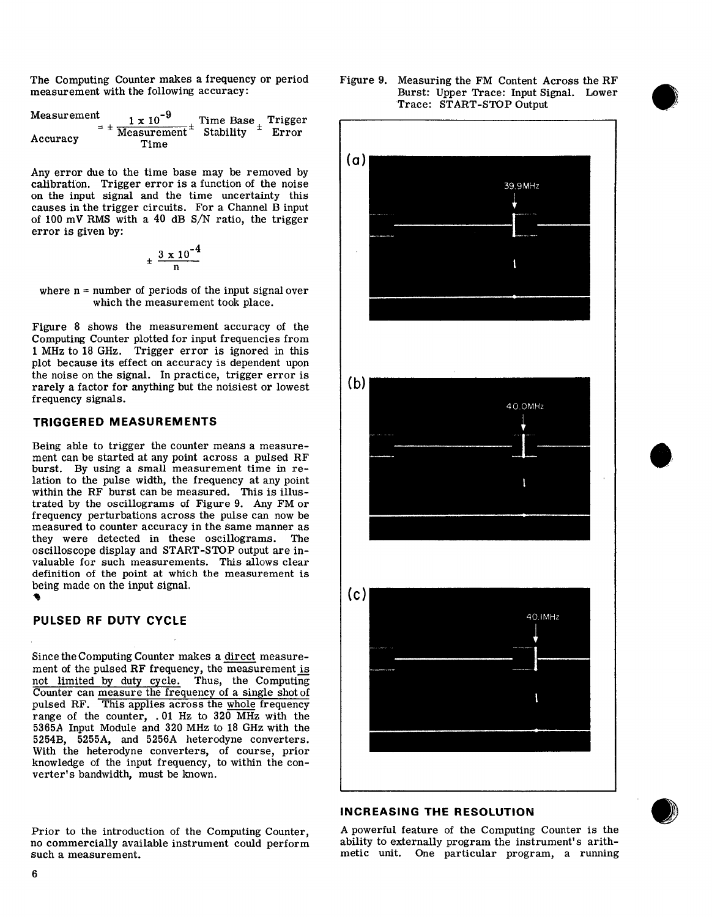The Computing Counter makes a frequency or period measurement with the following accuracy:

$$\text{Measurement Accuracy} = \pm \frac{1 \times 10^{-9}}{\text{Measurement Time}} \pm \text{Time Base Stability} \pm \text{Trigger Error}$$

Any error due to the time base may be removed by calibration. Trigger error is a function of the noise on the input signal and the time uncertainty this causes in the trigger circuits. For a Channel B input of 100 mV RMS with a 40 dB S/N ratio, the trigger error is given by:

$$\pm \frac{3 \times 10^{-4}}{n}$$

where n = number of periods of the input signal over which the measurement took place.

Figure 8 shows the measurement accuracy of the Computing Counter plotted for input frequencies from 1 MHz to 18 GHz. Trigger error is ignored in this plot because its effect on accuracy is dependent upon the noise on the signal. In practice, trigger error is rarely a factor for anything but the noisiest or lowest frequency signals.

## TRIGGERED MEASUREMENTS

Being able to trigger the counter means a measurement can be started at any point across a pulsed RF burst. By using a small measurement time in relation to the pulse width, the frequency at any point within the RF burst can be measured. This is illustrated by the oscillograms of Figure 9. Any FM or frequency perturbations across the pulse can now be measured to counter accuracy in the same manner as they were detected in these oscillograms. The oscilloscope display and START-STOP output are invaluable for such measurements. This allows clear definition of the point at which the measurement is being made on the input signal.

## PULSED RF DUTY CYCLE

Since the Computing Counter makes a direct measurement of the pulsed RF frequency, the measurement is not limited by duty cycle. Thus, the Computing Counter can measure the frequency of a single shot of pulsed RF. This applies across the whole frequency range of the counter, .01 Hz to 320 MHz with the 5365A Input Module and 320 MHz to 18 GHz with the 5254B, 5255A, and 5256A heterodyne converters. With the heterodyne converters, of course, prior knowledge of the input frequency, to within the converter's bandwidth, must be known.

Prior to the introduction of the Computing Counter, no commercially available instrument could perform such a measurement.

Figure 9. Measuring the FM Content Across the RF Burst: Upper Trace: Input Signal. Lower Trace: START-STOP Output

(a) 39.9MHz

(b) 40.0MHz

(c) 40.1MHz

## INCREASING THE RESOLUTION

A powerful feature of the Computing Counter is the ability to externally program the instrument's arithmetic unit. One particular program, a running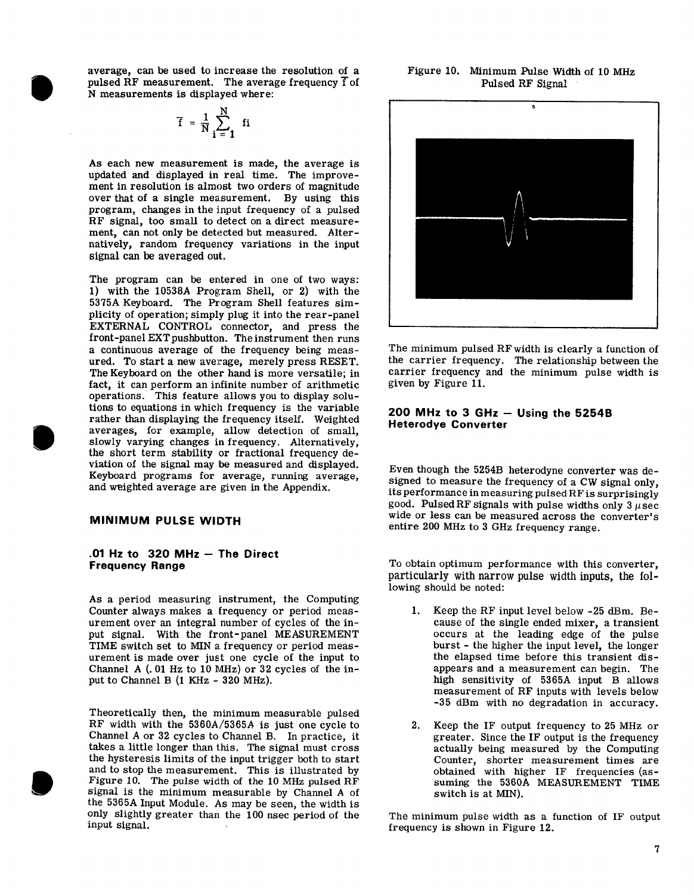average, can be used to increase the resolution of a pulsed RF measurement. The average frequency $\bar{f}$ of N measurements is displayed where:

$$\bar{f} = \frac{1}{N}\sum_{i=1}^{N} f_i$$

As each new measurement is made, the average is updated and displayed in real time. The improvement in resolution is almost two orders of magnitude over that of a single measurement. By using this program, changes in the input frequency of a pulsed RF signal, too small to detect on a direct measurement, can not only be detected but measured. Alternatively, random frequency variations in the input signal can be averaged out.

The program can be entered in one of two ways: 1) with the 10538A Program Shell, or 2) with the 5375A Keyboard. The Program Shell features simplicity of operation; simply plug it into the rear-panel EXTERNAL CONTROL connector, and press the front-panel EXT pushbutton. The instrument then runs a continuous average of the frequency being measured. To start a new average, merely press RESET. The Keyboard on the other hand is more versatile; in fact, it can perform an infinite number of arithmetic operations. This feature allows you to display solutions to equations in which frequency is the variable rather than displaying the frequency itself. Weighted averages, for example, allow detection of small, slowly varying changes in frequency. Alternatively, the short term stability or fractional frequency deviation of the signal may be measured and displayed. Keyboard programs for average, running average, and weighted average are given in the Appendix.

## MINIMUM PULSE WIDTH

### .01 Hz to 320 MHz – The Direct Frequency Range

As a period measuring instrument, the Computing Counter always makes a frequency or period measurement over an integral number of cycles of the input signal. With the front-panel MEASUREMENT TIME switch set to MIN a frequency or period measurement is made over just one cycle of the input to Channel A (.01 Hz to 10 MHz) or 32 cycles of the input to Channel B (1 KHz - 320 MHz).

Theoretically then, the minimum measurable pulsed RF width with the 5360A/5365A is just one cycle to Channel A or 32 cycles to Channel B. In practice, it takes a little longer than this. The signal must cross the hysteresis limits of the input trigger both to start and to stop the measurement. This is illustrated by Figure 10. The pulse width of the 10 MHz pulsed RF signal is the minimum measurable by Channel A of the 5365A Input Module. As may be seen, the width is only slightly greater than the 100 nsec period of the input signal.

Figure 10. Minimum Pulse Width of 10 MHz Pulsed RF Signal

The minimum pulsed RF width is clearly a function of the carrier frequency. The relationship between the carrier frequency and the minimum pulse width is given by Figure 11.

### 200 MHz to 3 GHz – Using the 5254B Heterodye Converter

Even though the 5254B heterodyne converter was designed to measure the frequency of a CW signal only, its performance in measuring pulsed RF is surprisingly good. Pulsed RF signals with pulse widths only 3 μsec wide or less can be measured across the converter's entire 200 MHz to 3 GHz frequency range.

To obtain optimum performance with this converter, particularly with narrow pulse width inputs, the following should be noted:

1. Keep the RF input level below -25 dBm. Because of the single ended mixer, a transient occurs at the leading edge of the pulse burst - the higher the input level, the longer the elapsed time before this transient disappears and a measurement can begin. The high sensitivity of 5365A input B allows measurement of RF inputs with levels below -35 dBm with no degradation in accuracy.
2. Keep the IF output frequency to 25 MHz or greater. Since the IF output is the frequency actually being measured by the Computing Counter, shorter measurement times are obtained with higher IF frequencies (assuming the 5360A MEASUREMENT TIME switch is at MIN).

The minimum pulse width as a function of IF output frequency is shown in Figure 12.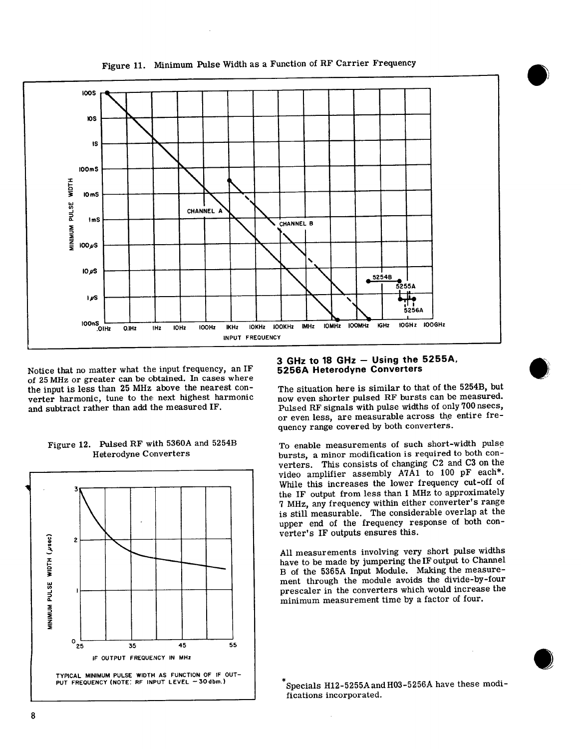Figure 11. Minimum Pulse Width as a Function of RF Carrier Frequency

Notice that no matter what the input frequency, an IF of 25 MHz or greater can be obtained. In cases where the input is less than 25 MHz above the nearest converter harmonic, tune to the next highest harmonic and subtract rather than add the measured IF.

Figure 12. Pulsed RF with 5360A and 5254B Heterodyne Converters

TYPICAL MINIMUM PULSE WIDTH AS FUNCTION OF IF OUTPUT FREQUENCY (NOTE: RF INPUT LEVEL −30 dbm.)

## 3 GHz to 18 GHz — Using the 5255A, 5256A Heterodyne Converters

The situation here is similar to that of the 5254B, but now even shorter pulsed RF bursts can be measured. Pulsed RF signals with pulse widths of only 700 nsecs, or even less, are measurable across the entire frequency range covered by both converters.

To enable measurements of such short-width pulse bursts, a minor modification is required to both converters. This consists of changing C2 and C3 on the video amplifier assembly A7A1 to 100 pF each*. While this increases the lower frequency cut-off of the IF output from less than 1 MHz to approximately 7 MHz, any frequency within either converter's range is still measurable. The considerable overlap at the upper end of the frequency response of both converter's IF outputs ensures this.

All measurements involving very short pulse widths have to be made by jumpering the IF output to Channel B of the 5365A Input Module. Making the measurement through the module avoids the divide-by-four prescaler in the converters which would increase the minimum measurement time by a factor of four.

*Specials H12-5255A and H03-5256A have these modifications incorporated.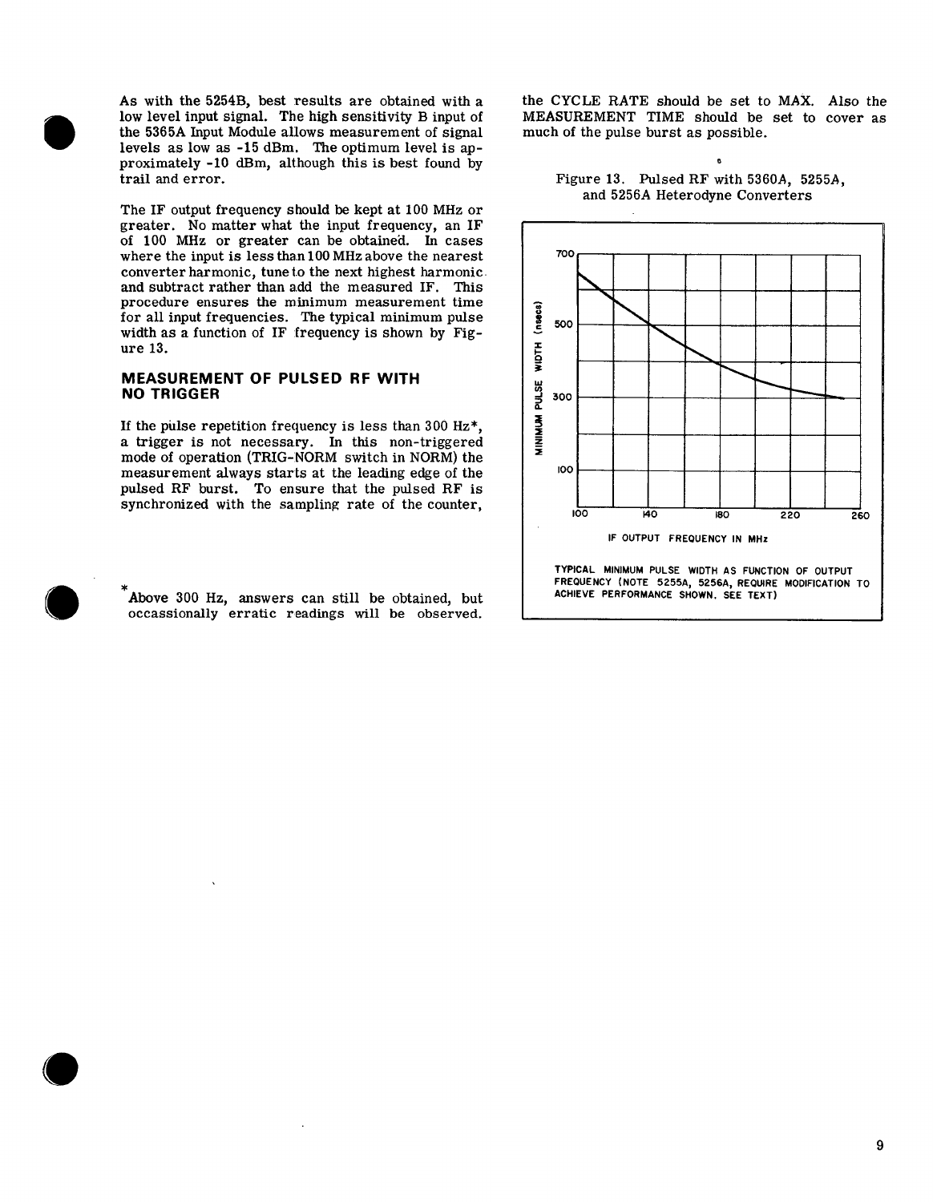As with the 5254B, best results are obtained with a low level input signal. The high sensitivity B input of the 5365A Input Module allows measurement of signal levels as low as -15 dBm. The optimum level is approximately -10 dBm, although this is best found by trail and error.

The IF output frequency should be kept at 100 MHz or greater. No matter what the input frequency, an IF of 100 MHz or greater can be obtained. In cases where the input is less than 100 MHz above the nearest converter harmonic, tune to the next highest harmonic and subtract rather than add the measured IF. This procedure ensures the minimum measurement time for all input frequencies. The typical minimum pulse width as a function of IF frequency is shown by Figure 13.

## MEASUREMENT OF PULSED RF WITH NO TRIGGER

If the pulse repetition frequency is less than 300 Hz*, a trigger is not necessary. In this non-triggered mode of operation (TRIG-NORM switch in NORM) the measurement always starts at the leading edge of the pulsed RF burst. To ensure that the pulsed RF is synchronized with the sampling rate of the counter, the CYCLE RATE should be set to MAX. Also the MEASUREMENT TIME should be set to cover as much of the pulse burst as possible.

Figure 13. Pulsed RF with 5360A, 5255A, and 5256A Heterodyne Converters

TYPICAL MINIMUM PULSE WIDTH AS FUNCTION OF OUTPUT FREQUENCY (NOTE 5255A, 5256A, REQUIRE MODIFICATION TO ACHIEVE PERFORMANCE SHOWN. SEE TEXT)

*Above 300 Hz, answers can still be obtained, but occassionally erratic readings will be observed.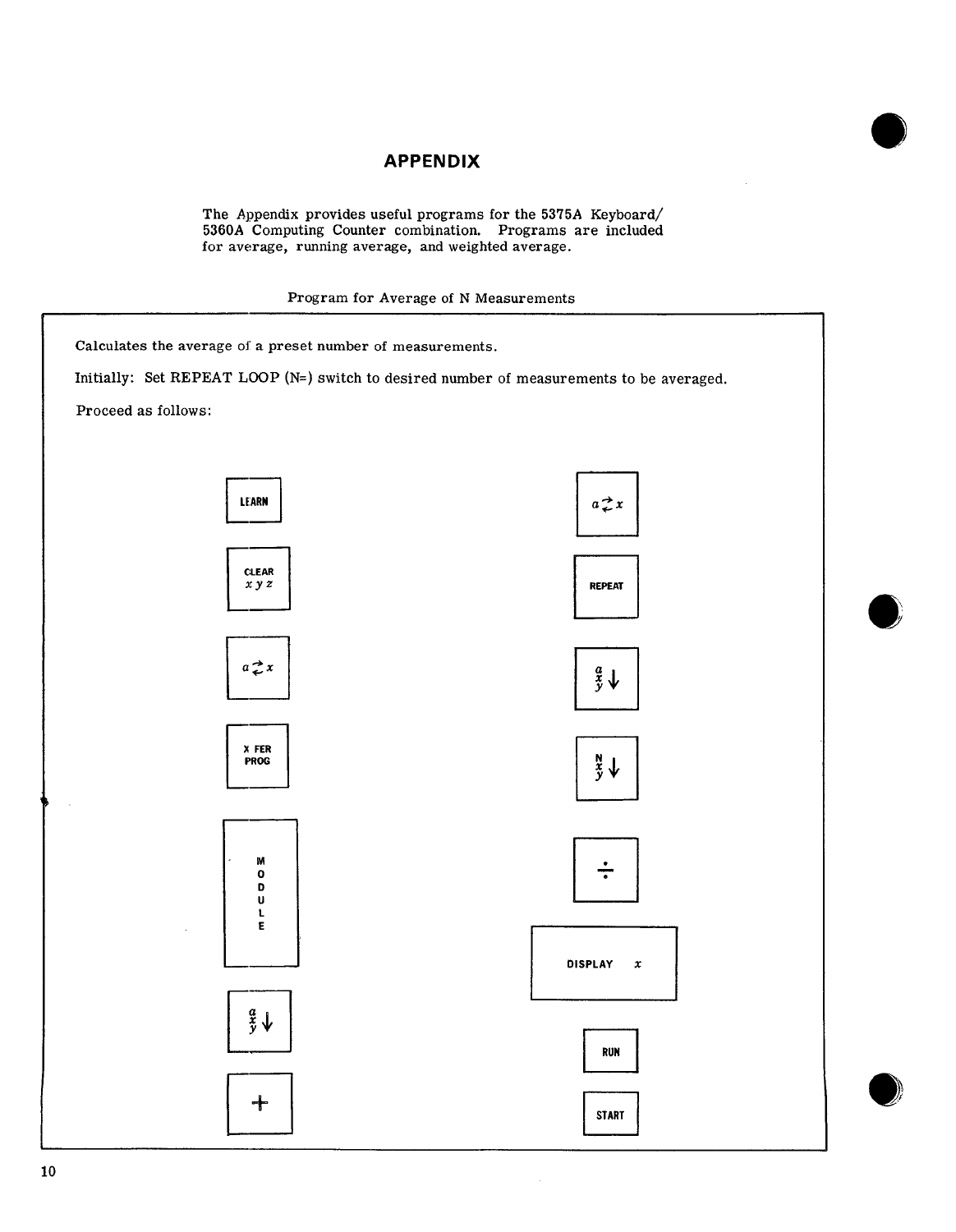# APPENDIX

The Appendix provides useful programs for the 5375A Keyboard/5360A Computing Counter combination. Programs are included for average, running average, and weighted average.

## Program for Average of N Measurements

Calculates the average of a preset number of measurements.

Initially: Set REPEAT LOOP (N=) switch to desired number of measurements to be averaged.

Proceed as follows:

| | |
|---|---|
| LEARN | $a \rightleftarrows x$ |
| CLEAR $x\,y\,z$ | REPEAT |
| $a \rightleftarrows x$ | $\frac{a}{x}$ $y \downarrow$ |
| X FER PROG | N $x$ $y \downarrow$ |
| MODULE | $\div$ |
| $\frac{a}{x}$ $y \downarrow$ | DISPLAY $x$ |
| $+$ | RUN |
| | START |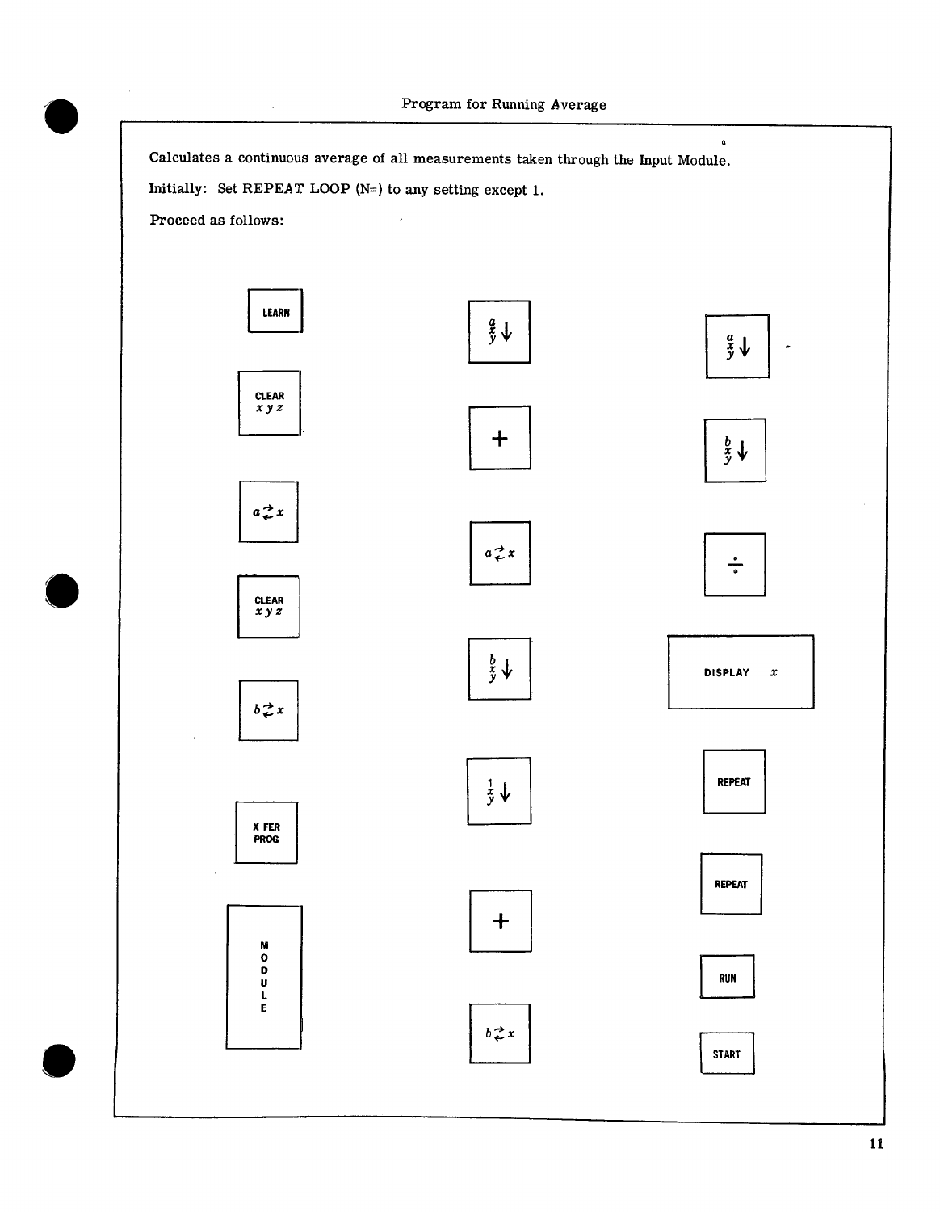# Program for Running Average

Calculates a continuous average of all measurements taken through the Input Module.

Initially: Set REPEAT LOOP (N=) to any setting except 1.

Proceed as follows:

1. LEARN
2. CLEAR $xyz$
3. $a \rightleftarrows x$
4. CLEAR $xyz$
5. $b \rightleftarrows x$
6. X FER PROG
7. MODULE
8. $\frac{a}{x} \downarrow$ ($a$, $x$, $y$)
9. +
10. $a \rightleftarrows x$
11. $b \; x \; y \downarrow$
12. $1 \; x \; y \downarrow$
13. +
14. $b \rightleftarrows x$
15. $a \; x \; y \downarrow$
16. $b \; x \; y \downarrow$
17. ÷
18. DISPLAY $x$
19. REPEAT
20. REPEAT
21. RUN
22. START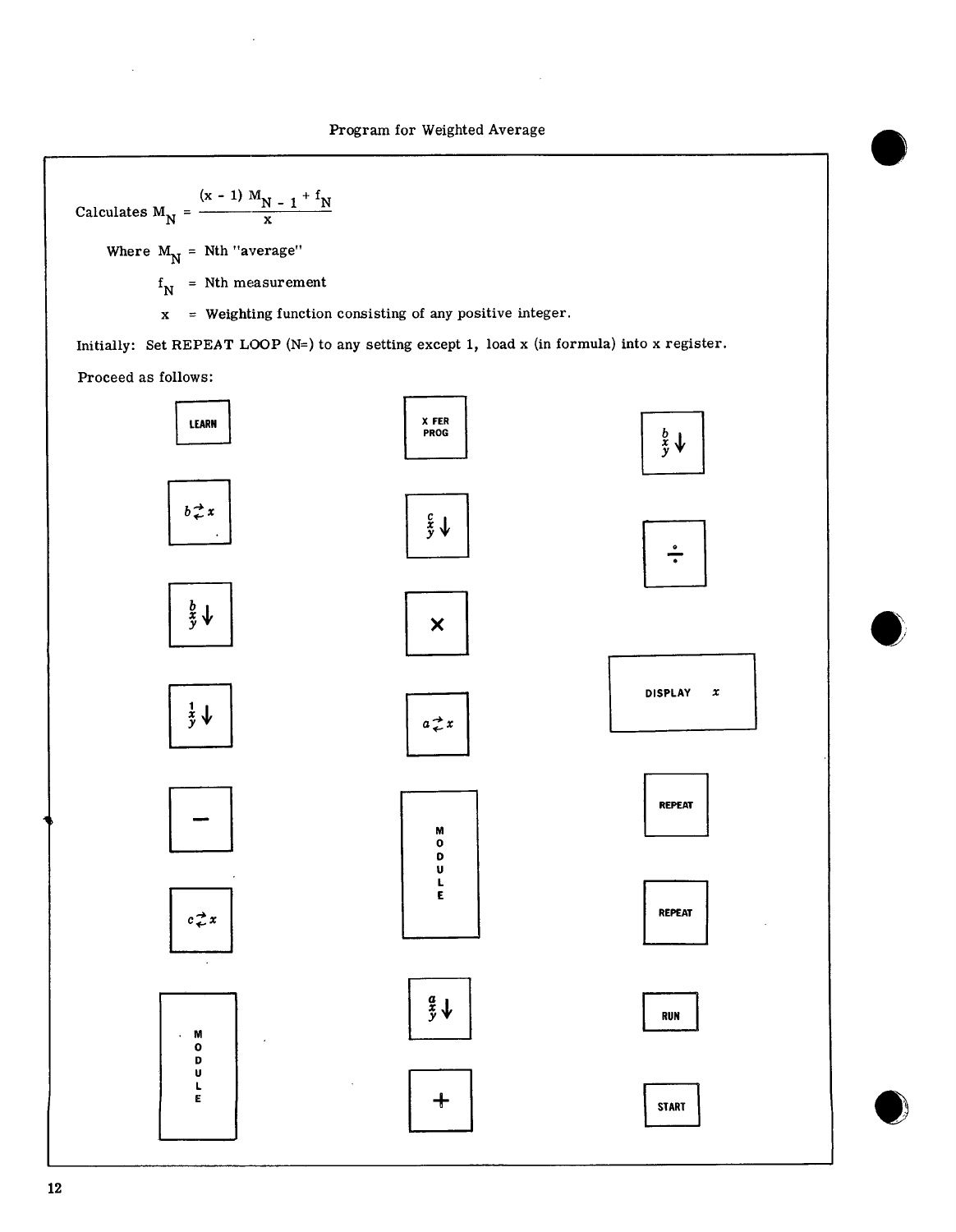# Program for Weighted Average

Calculates $M_N = \frac{(x - 1) M_{N-1} + f_N}{x}$

Where $M_N$ = Nth "average"

$f_N$ = Nth measurement

$x$ = Weighting function consisting of any positive integer.

Initially: Set REPEAT LOOP (N=) to any setting except 1, load x (in formula) into x register.

Proceed as follows:

| | | |
|---|---|---|
| LEARN | X FER PROG | b x y ↓ |
| $b \rightleftarrows x$ | c x y ↓ | ÷ |
| b x y ↓ | × | DISPLAY x |
| 1 x y ↓ | $a \rightleftarrows x$ | REPEAT |
| − | MODULE | REPEAT |
| $c \rightleftarrows x$ | a x y ↓ | RUN |
| MODULE | + | START |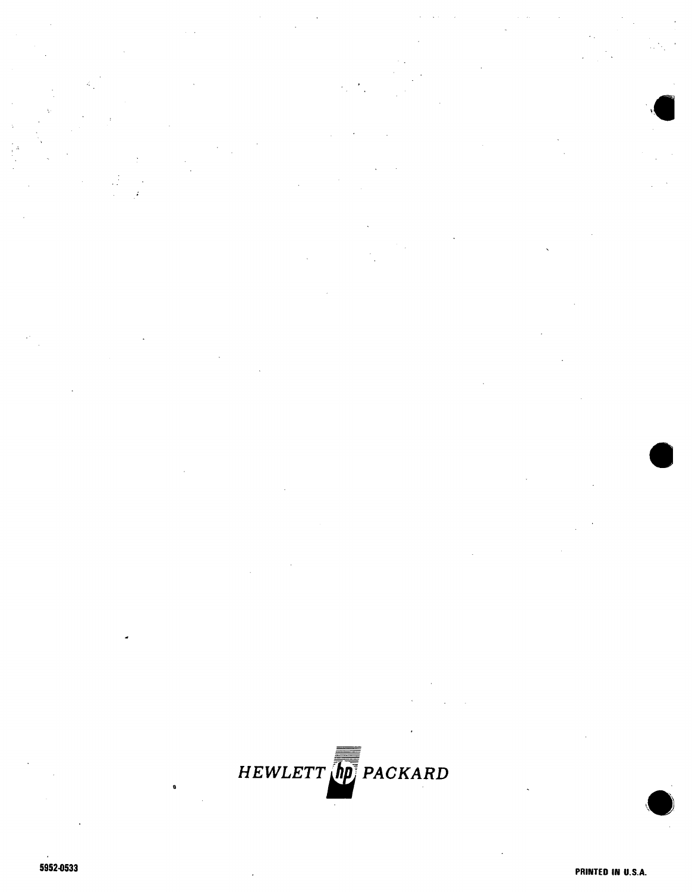HEWLETT PACKARD

5952-0533

PRINTED IN U.S.A.